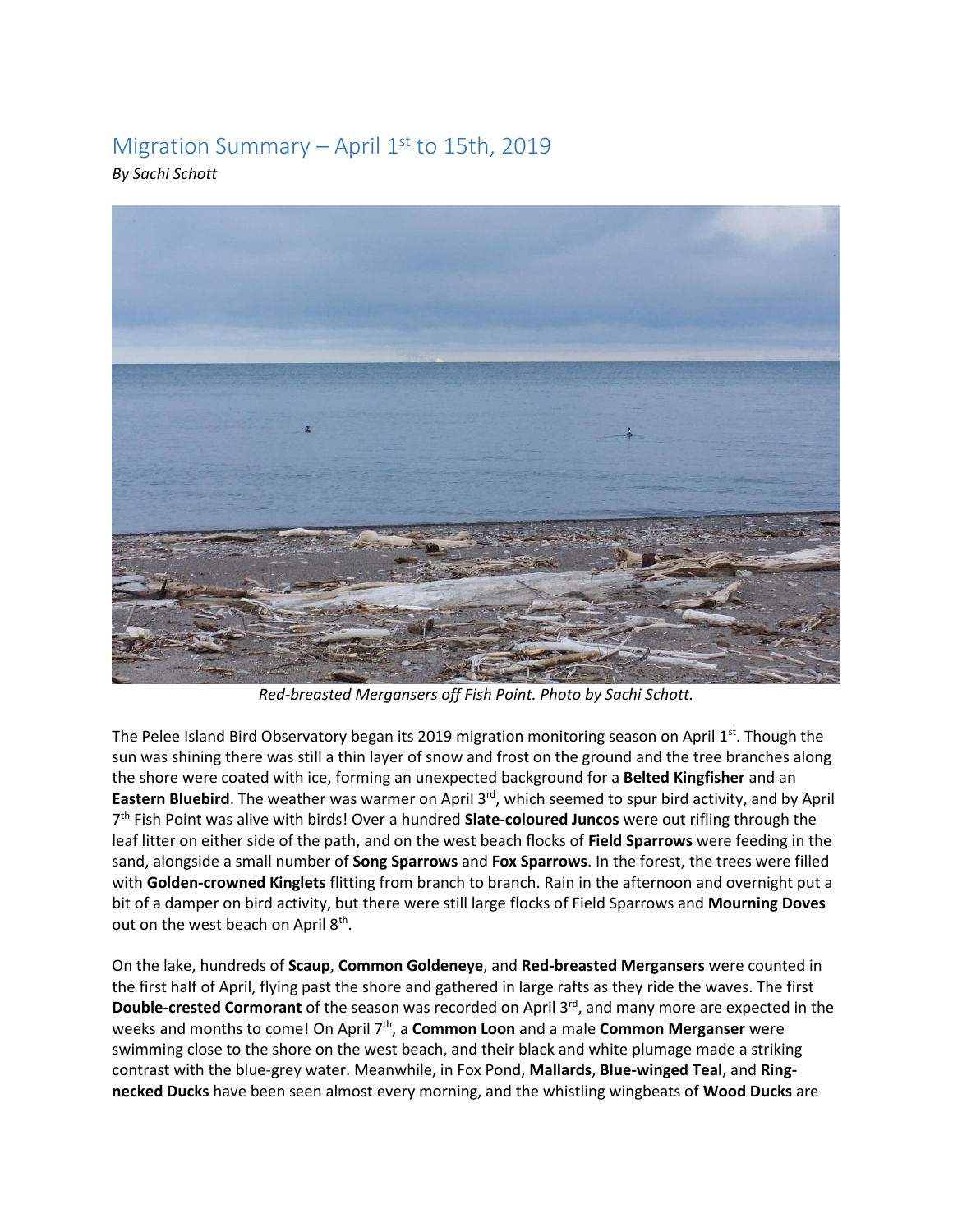# Migration Summary – April 1st to 15th, 2019

*By Sachi Schott*

*Red-breasted Mergansers off Fish Point. Photo by Sachi Schott.*

The Pelee Island Bird Observatory began its 2019 migration monitoring season on April 1st. Though the sun was shining there was still a thin layer of snow and frost on the ground and the tree branches along the shore were coated with ice, forming an unexpected background for a **Belted Kingfisher** and an **Eastern Bluebird**. The weather was warmer on April 3rd, which seemed to spur bird activity, and by April 7th Fish Point was alive with birds! Over a hundred **Slate-coloured Juncos** were out rifling through the leaf litter on either side of the path, and on the west beach flocks of **Field Sparrows** were feeding in the sand, alongside a small number of **Song Sparrows** and **Fox Sparrows**. In the forest, the trees were filled with **Golden-crowned Kinglets** flitting from branch to branch. Rain in the afternoon and overnight put a bit of a damper on bird activity, but there were still large flocks of Field Sparrows and **Mourning Doves** out on the west beach on April 8th.

On the lake, hundreds of **Scaup**, **Common Goldeneye**, and **Red-breasted Mergansers** were counted in the first half of April, flying past the shore and gathered in large rafts as they ride the waves. The first **Double-crested Cormorant** of the season was recorded on April 3rd, and many more are expected in the weeks and months to come! On April 7th, a **Common Loon** and a male **Common Merganser** were swimming close to the shore on the west beach, and their black and white plumage made a striking contrast with the blue-grey water. Meanwhile, in Fox Pond, **Mallards**, **Blue-winged Teal**, and **Ring-necked Ducks** have been seen almost every morning, and the whistling wingbeats of **Wood Ducks** are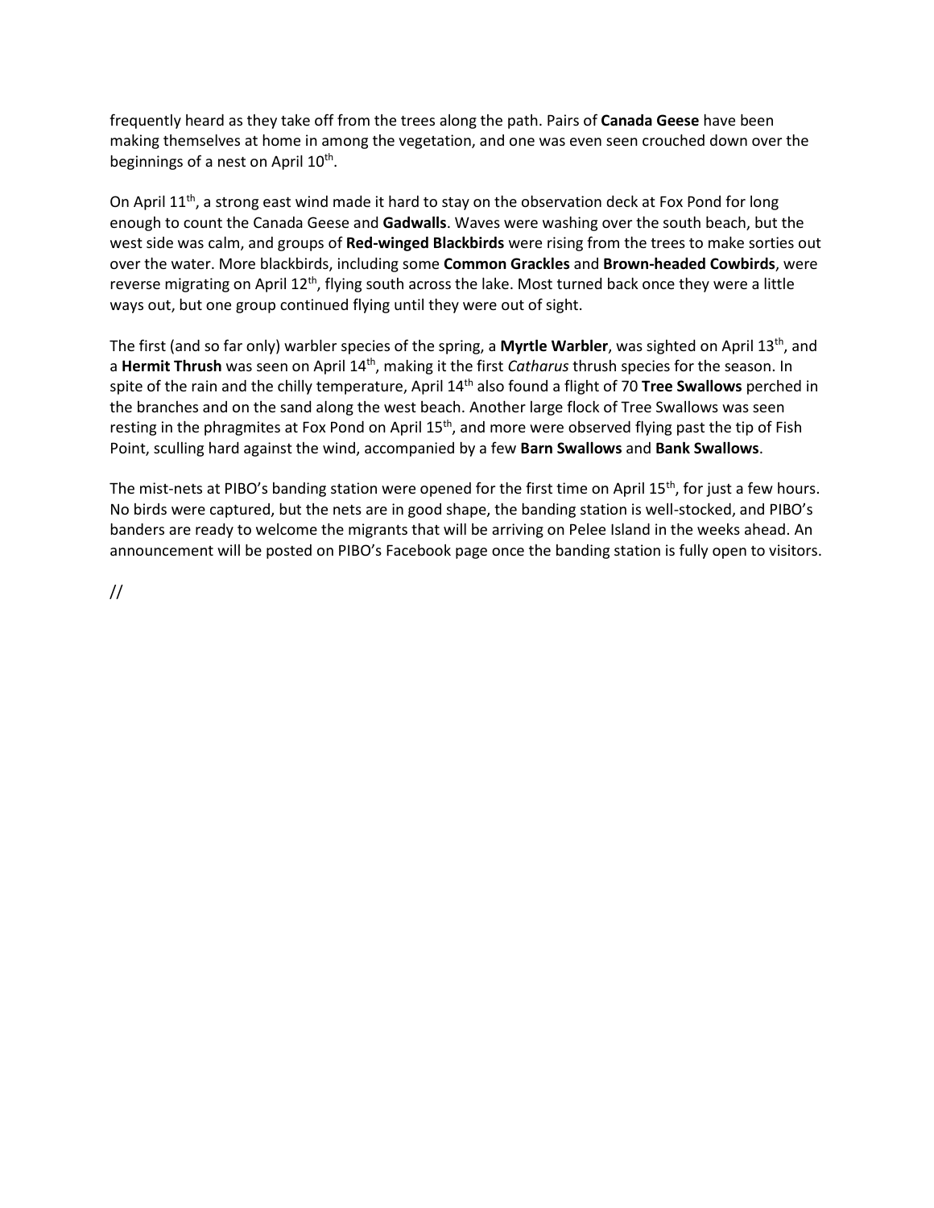frequently heard as they take off from the trees along the path. Pairs of **Canada Geese** have been making themselves at home in among the vegetation, and one was even seen crouched down over the beginnings of a nest on April 10th.

On April 11th, a strong east wind made it hard to stay on the observation deck at Fox Pond for long enough to count the Canada Geese and **Gadwalls**. Waves were washing over the south beach, but the west side was calm, and groups of **Red-winged Blackbirds** were rising from the trees to make sorties out over the water. More blackbirds, including some **Common Grackles** and **Brown-headed Cowbirds**, were reverse migrating on April 12th, flying south across the lake. Most turned back once they were a little ways out, but one group continued flying until they were out of sight.

The first (and so far only) warbler species of the spring, a **Myrtle Warbler**, was sighted on April 13th, and a **Hermit Thrush** was seen on April 14th, making it the first *Catharus* thrush species for the season. In spite of the rain and the chilly temperature, April 14th also found a flight of 70 **Tree Swallows** perched in the branches and on the sand along the west beach. Another large flock of Tree Swallows was seen resting in the phragmites at Fox Pond on April 15th, and more were observed flying past the tip of Fish Point, sculling hard against the wind, accompanied by a few **Barn Swallows** and **Bank Swallows**.

The mist-nets at PIBO's banding station were opened for the first time on April 15th, for just a few hours. No birds were captured, but the nets are in good shape, the banding station is well-stocked, and PIBO's banders are ready to welcome the migrants that will be arriving on Pelee Island in the weeks ahead. An announcement will be posted on PIBO's Facebook page once the banding station is fully open to visitors.

//